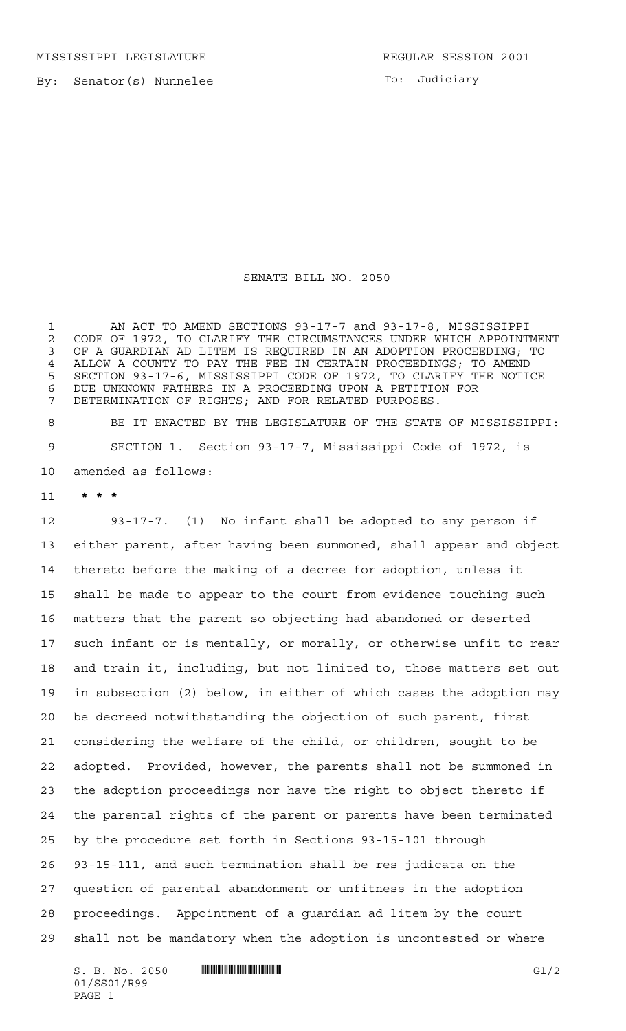MISSISSIPPI LEGISLATURE REGULAR SESSION 2001

By: Senator(s) Nunnelee

To: Judiciary

# SENATE BILL NO. 2050

AN ACT TO AMEND SECTIONS 93-17-7 and 93-17-8, MISSISSIPPI CODE OF 1972, TO CLARIFY THE CIRCUMSTANCES UNDER WHICH APPOINTMENT OF A GUARDIAN AD LITEM IS REQUIRED IN AN ADOPTION PROCEEDING; TO ALLOW A COUNTY TO PAY THE FEE IN CERTAIN PROCEEDINGS; TO AMEND SECTION 93-17-6, MISSISSIPPI CODE OF 1972, TO CLARIFY THE NOTICE DUE UNKNOWN FATHERS IN A PROCEEDING UPON A PETITION FOR DETERMINATION OF RIGHTS; AND FOR RELATED PURPOSES.

BE IT ENACTED BY THE LEGISLATURE OF THE STATE OF MISSISSIPPI:

SECTION 1. Section 93-17-7, Mississippi Code of 1972, is amended as follows:

* * *

93-17-7. (1) No infant shall be adopted to any person if either parent, after having been summoned, shall appear and object thereto before the making of a decree for adoption, unless it shall be made to appear to the court from evidence touching such matters that the parent so objecting had abandoned or deserted such infant or is mentally, or morally, or otherwise unfit to rear and train it, including, but not limited to, those matters set out in subsection (2) below, in either of which cases the adoption may be decreed notwithstanding the objection of such parent, first considering the welfare of the child, or children, sought to be adopted. Provided, however, the parents shall not be summoned in the adoption proceedings nor have the right to object thereto if the parental rights of the parent or parents have been terminated by the procedure set forth in Sections 93-15-101 through 93-15-111, and such termination shall be res judicata on the question of parental abandonment or unfitness in the adoption proceedings. Appointment of a guardian ad litem by the court shall not be mandatory when the adoption is uncontested or where

S. B. No. 2050
01/SS01/R99
PAGE 1
G1/2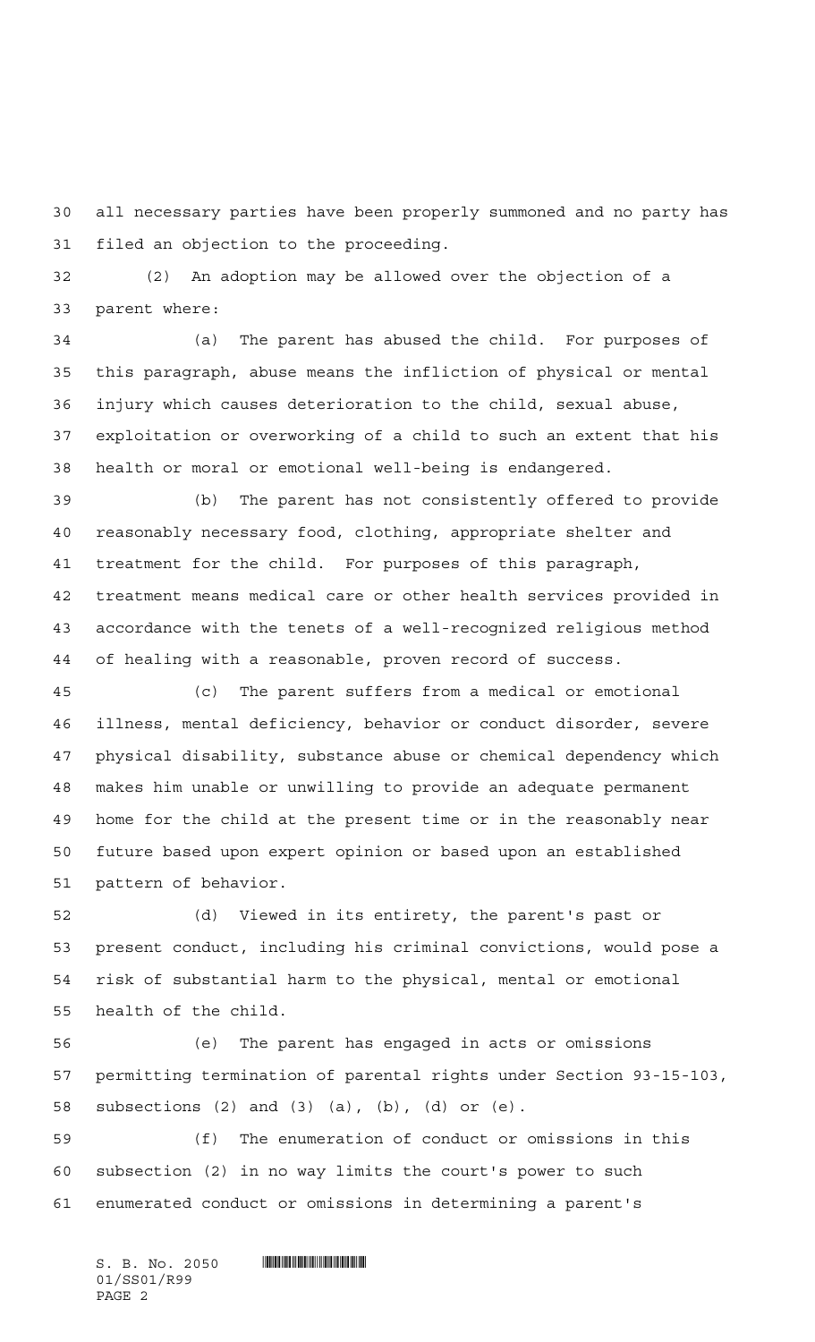all necessary parties have been properly summoned and no party has filed an objection to the proceeding.

(2) An adoption may be allowed over the objection of a parent where:

(a) The parent has abused the child. For purposes of this paragraph, abuse means the infliction of physical or mental injury which causes deterioration to the child, sexual abuse, exploitation or overworking of a child to such an extent that his health or moral or emotional well-being is endangered.

(b) The parent has not consistently offered to provide reasonably necessary food, clothing, appropriate shelter and treatment for the child. For purposes of this paragraph, treatment means medical care or other health services provided in accordance with the tenets of a well-recognized religious method of healing with a reasonable, proven record of success.

(c) The parent suffers from a medical or emotional illness, mental deficiency, behavior or conduct disorder, severe physical disability, substance abuse or chemical dependency which makes him unable or unwilling to provide an adequate permanent home for the child at the present time or in the reasonably near future based upon expert opinion or based upon an established pattern of behavior.

(d) Viewed in its entirety, the parent's past or present conduct, including his criminal convictions, would pose a risk of substantial harm to the physical, mental or emotional health of the child.

(e) The parent has engaged in acts or omissions permitting termination of parental rights under Section 93-15-103, subsections (2) and (3) (a), (b), (d) or (e).

(f) The enumeration of conduct or omissions in this subsection (2) in no way limits the court's power to such enumerated conduct or omissions in determining a parent's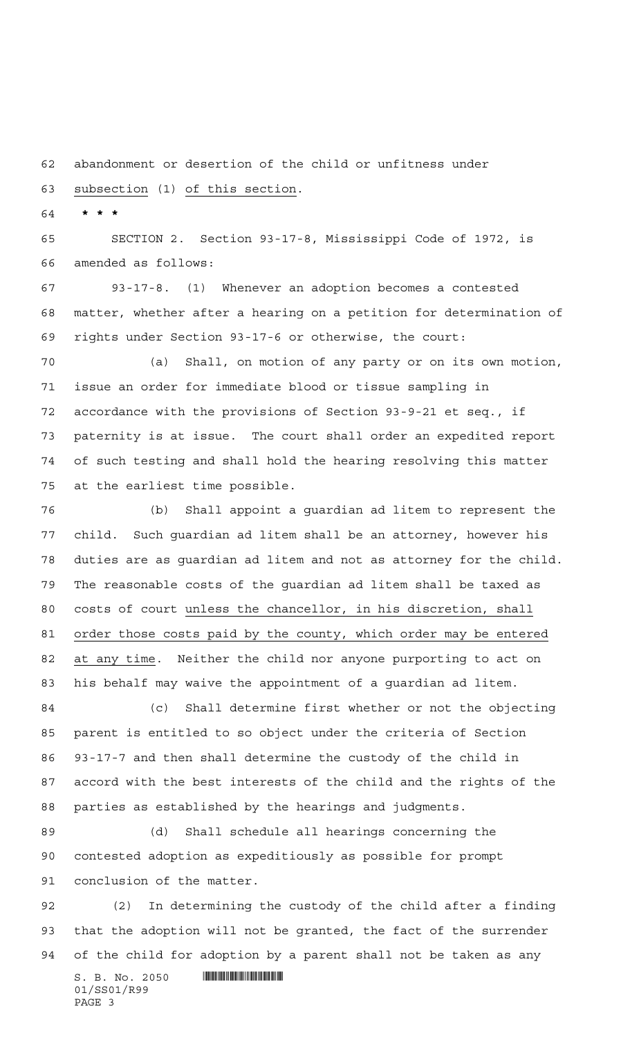abandonment or desertion of the child or unfitness under subsection (1) of this section.

**\* \* \***

SECTION 2. Section 93-17-8, Mississippi Code of 1972, is amended as follows:

93-17-8. (1) Whenever an adoption becomes a contested matter, whether after a hearing on a petition for determination of rights under Section 93-17-6 or otherwise, the court:

(a) Shall, on motion of any party or on its own motion, issue an order for immediate blood or tissue sampling in accordance with the provisions of Section 93-9-21 et seq., if paternity is at issue. The court shall order an expedited report of such testing and shall hold the hearing resolving this matter at the earliest time possible.

(b) Shall appoint a guardian ad litem to represent the child. Such guardian ad litem shall be an attorney, however his duties are as guardian ad litem and not as attorney for the child. The reasonable costs of the guardian ad litem shall be taxed as costs of court unless the chancellor, in his discretion, shall order those costs paid by the county, which order may be entered at any time. Neither the child nor anyone purporting to act on his behalf may waive the appointment of a guardian ad litem.

(c) Shall determine first whether or not the objecting parent is entitled to so object under the criteria of Section 93-17-7 and then shall determine the custody of the child in accord with the best interests of the child and the rights of the parties as established by the hearings and judgments.

(d) Shall schedule all hearings concerning the contested adoption as expeditiously as possible for prompt conclusion of the matter.

(2) In determining the custody of the child after a finding that the adoption will not be granted, the fact of the surrender of the child for adoption by a parent shall not be taken as any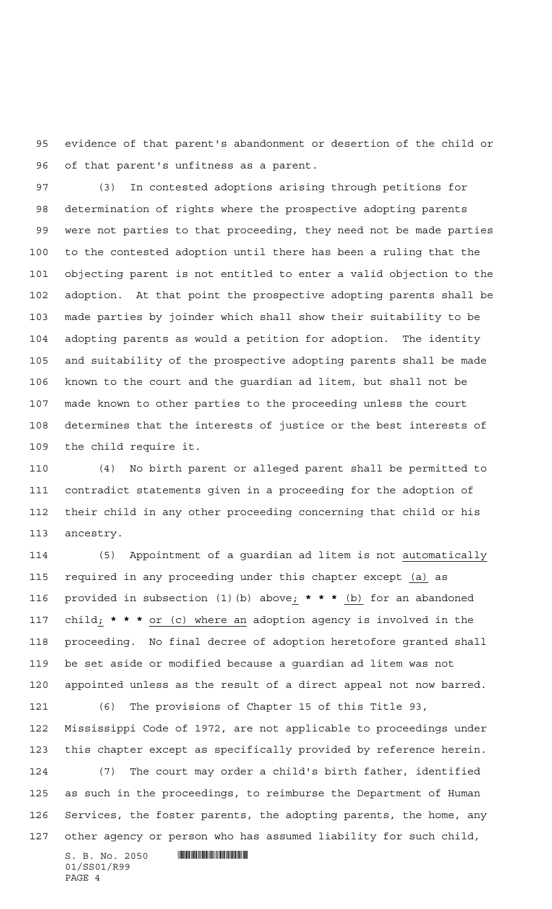evidence of that parent's abandonment or desertion of the child or of that parent's unfitness as a parent.

(3) In contested adoptions arising through petitions for determination of rights where the prospective adopting parents were not parties to that proceeding, they need not be made parties to the contested adoption until there has been a ruling that the objecting parent is not entitled to enter a valid objection to the adoption. At that point the prospective adopting parents shall be made parties by joinder which shall show their suitability to be adopting parents as would a petition for adoption. The identity and suitability of the prospective adopting parents shall be made known to the court and the guardian ad litem, but shall not be made known to other parties to the proceeding unless the court determines that the interests of justice or the best interests of the child require it.

(4) No birth parent or alleged parent shall be permitted to contradict statements given in a proceeding for the adoption of their child in any other proceeding concerning that child or his ancestry.

(5) Appointment of a guardian ad litem is not <u>automatically</u> required in any proceeding under this chapter except <u>(a)</u> as provided in subsection (1)(b) above<u>;</u> *** <u>(b)</u> for an abandoned child<u>;</u> *** <u>or (c) where an</u> adoption agency is involved in the proceeding. No final decree of adoption heretofore granted shall be set aside or modified because a guardian ad litem was not appointed unless as the result of a direct appeal not now barred.

(6) The provisions of Chapter 15 of this Title 93, Mississippi Code of 1972, are not applicable to proceedings under this chapter except as specifically provided by reference herein.

(7) The court may order a child's birth father, identified as such in the proceedings, to reimburse the Department of Human Services, the foster parents, the adopting parents, the home, any other agency or person who has assumed liability for such child,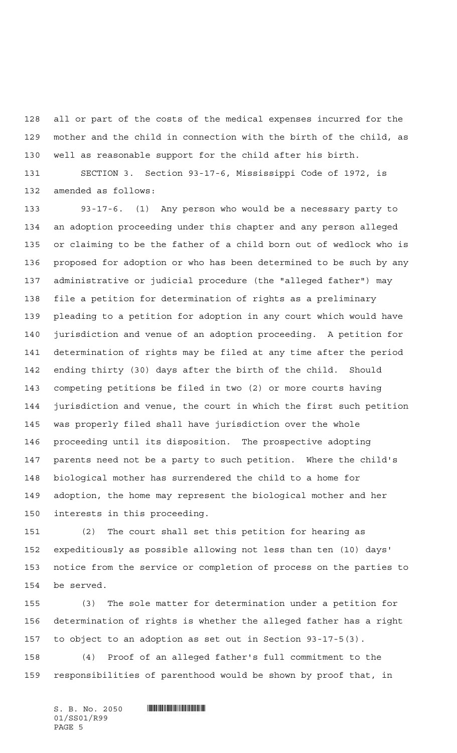all or part of the costs of the medical expenses incurred for the mother and the child in connection with the birth of the child, as well as reasonable support for the child after his birth.

SECTION 3. Section 93-17-6, Mississippi Code of 1972, is amended as follows:

93-17-6. (1) Any person who would be a necessary party to an adoption proceeding under this chapter and any person alleged or claiming to be the father of a child born out of wedlock who is proposed for adoption or who has been determined to be such by any administrative or judicial procedure (the "alleged father") may file a petition for determination of rights as a preliminary pleading to a petition for adoption in any court which would have jurisdiction and venue of an adoption proceeding. A petition for determination of rights may be filed at any time after the period ending thirty (30) days after the birth of the child. Should competing petitions be filed in two (2) or more courts having jurisdiction and venue, the court in which the first such petition was properly filed shall have jurisdiction over the whole proceeding until its disposition. The prospective adopting parents need not be a party to such petition. Where the child's biological mother has surrendered the child to a home for adoption, the home may represent the biological mother and her interests in this proceeding.

(2) The court shall set this petition for hearing as expeditiously as possible allowing not less than ten (10) days' notice from the service or completion of process on the parties to be served.

(3) The sole matter for determination under a petition for determination of rights is whether the alleged father has a right to object to an adoption as set out in Section 93-17-5(3).

(4) Proof of an alleged father's full commitment to the responsibilities of parenthood would be shown by proof that, in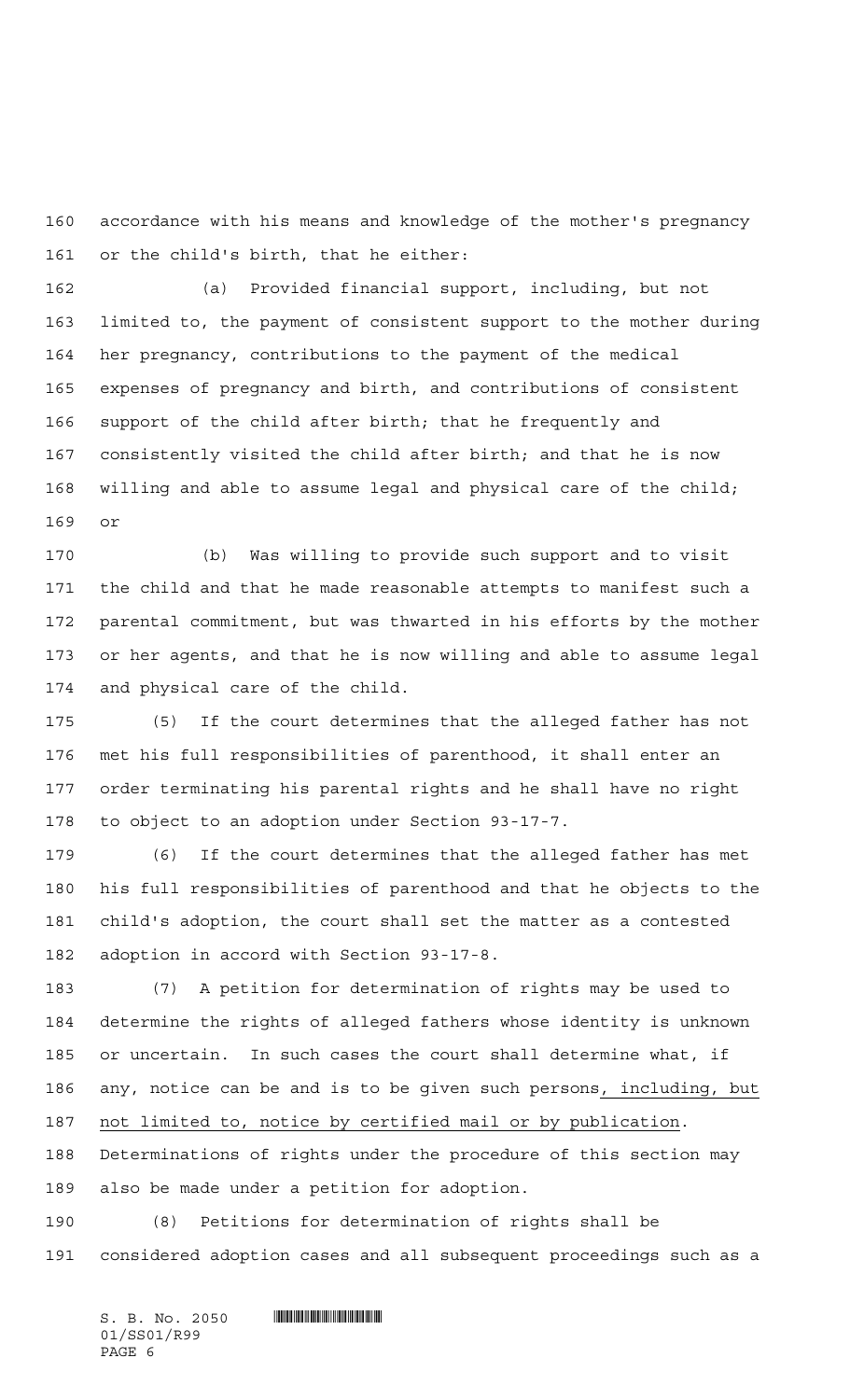accordance with his means and knowledge of the mother's pregnancy or the child's birth, that he either:

(a) Provided financial support, including, but not limited to, the payment of consistent support to the mother during her pregnancy, contributions to the payment of the medical expenses of pregnancy and birth, and contributions of consistent support of the child after birth; that he frequently and consistently visited the child after birth; and that he is now willing and able to assume legal and physical care of the child; or

(b) Was willing to provide such support and to visit the child and that he made reasonable attempts to manifest such a parental commitment, but was thwarted in his efforts by the mother or her agents, and that he is now willing and able to assume legal and physical care of the child.

(5) If the court determines that the alleged father has not met his full responsibilities of parenthood, it shall enter an order terminating his parental rights and he shall have no right to object to an adoption under Section 93-17-7.

(6) If the court determines that the alleged father has met his full responsibilities of parenthood and that he objects to the child's adoption, the court shall set the matter as a contested adoption in accord with Section 93-17-8.

(7) A petition for determination of rights may be used to determine the rights of alleged fathers whose identity is unknown or uncertain. In such cases the court shall determine what, if any, notice can be and is to be given such persons, including, but not limited to, notice by certified mail or by publication. Determinations of rights under the procedure of this section may also be made under a petition for adoption.

(8) Petitions for determination of rights shall be considered adoption cases and all subsequent proceedings such as a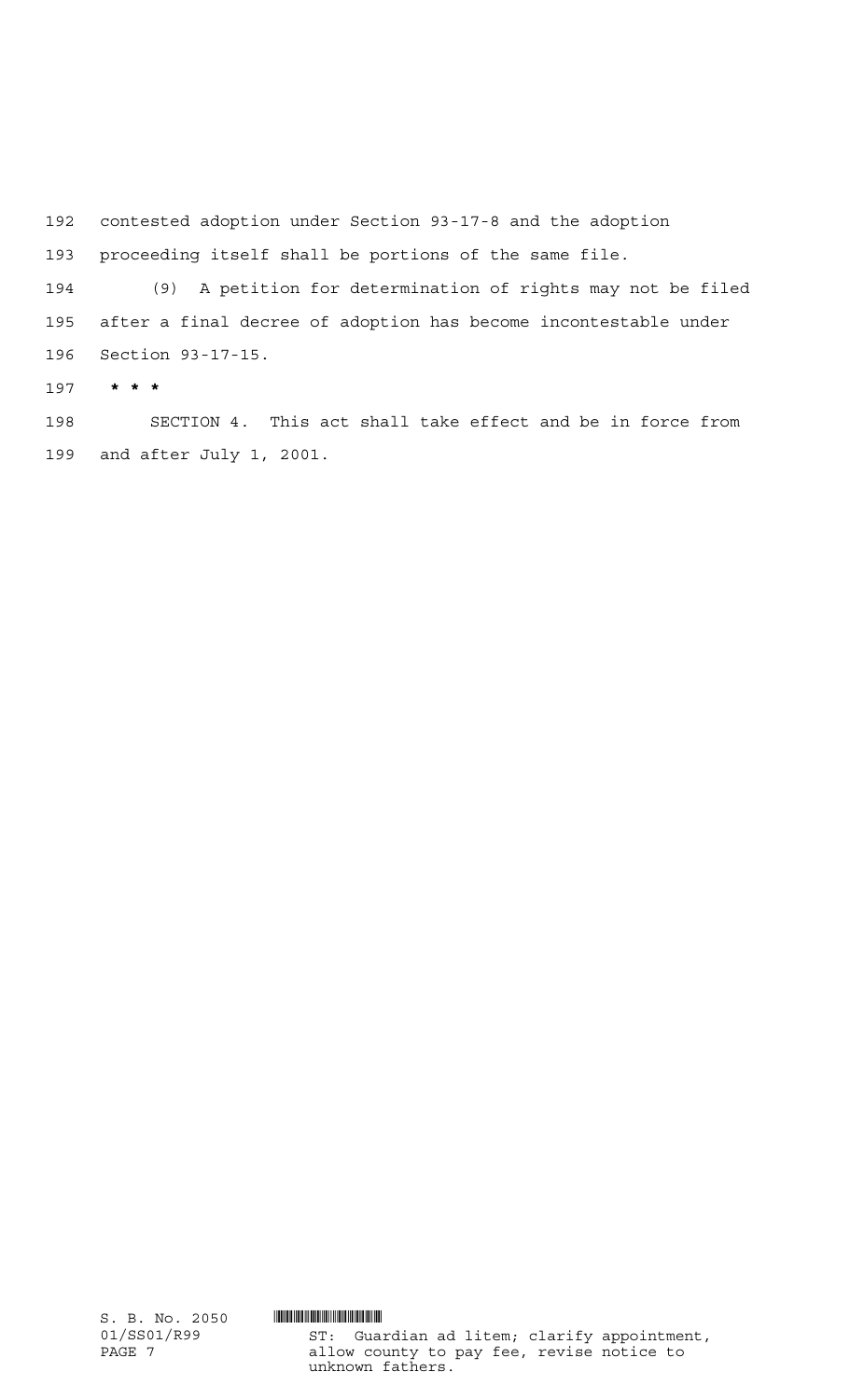contested adoption under Section 93-17-8 and the adoption proceeding itself shall be portions of the same file.

(9) A petition for determination of rights may not be filed after a final decree of adoption has become incontestable under Section 93-17-15.

* * *

SECTION 4. This act shall take effect and be in force from and after July 1, 2001.